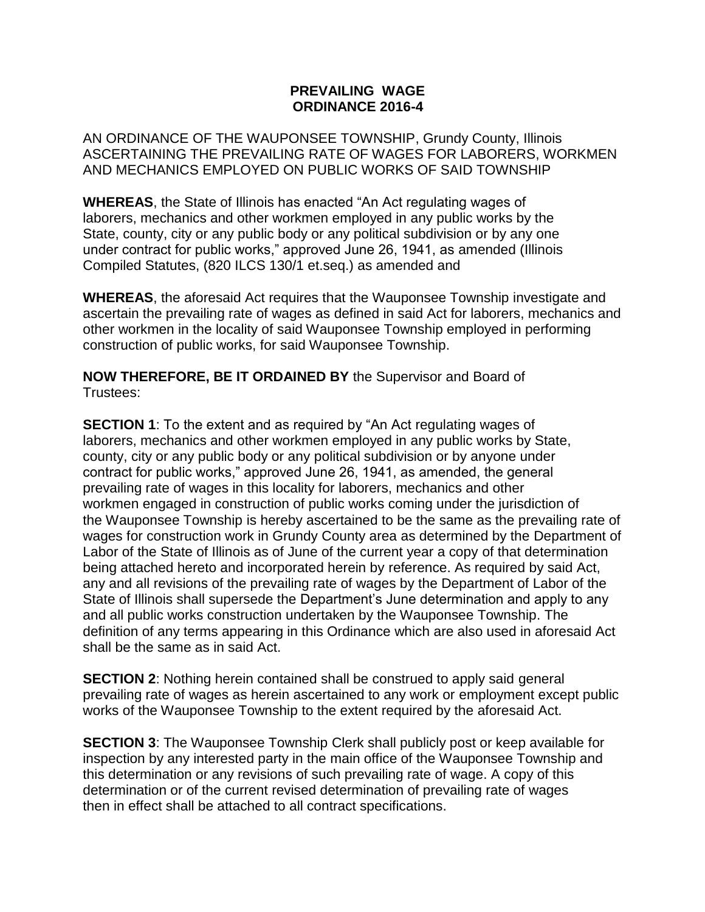# PREVAILING WAGE
# ORDINANCE 2016-4

AN ORDINANCE OF THE WAUPONSEE TOWNSHIP, Grundy County, Illinois ASCERTAINING THE PREVAILING RATE OF WAGES FOR LABORERS, WORKMEN AND MECHANICS EMPLOYED ON PUBLIC WORKS OF SAID TOWNSHIP

**WHEREAS**, the State of Illinois has enacted "An Act regulating wages of laborers, mechanics and other workmen employed in any public works by the State, county, city or any public body or any political subdivision or by any one under contract for public works," approved June 26, 1941, as amended (Illinois Compiled Statutes, (820 ILCS 130/1 et.seq.) as amended and

**WHEREAS**, the aforesaid Act requires that the Wauponsee Township investigate and ascertain the prevailing rate of wages as defined in said Act for laborers, mechanics and other workmen in the locality of said Wauponsee Township employed in performing construction of public works, for said Wauponsee Township.

**NOW THEREFORE, BE IT ORDAINED BY** the Supervisor and Board of Trustees:

**SECTION 1**: To the extent and as required by "An Act regulating wages of laborers, mechanics and other workmen employed in any public works by State, county, city or any public body or any political subdivision or by anyone under contract for public works," approved June 26, 1941, as amended, the general prevailing rate of wages in this locality for laborers, mechanics and other workmen engaged in construction of public works coming under the jurisdiction of the Wauponsee Township is hereby ascertained to be the same as the prevailing rate of wages for construction work in Grundy County area as determined by the Department of Labor of the State of Illinois as of June of the current year a copy of that determination being attached hereto and incorporated herein by reference. As required by said Act, any and all revisions of the prevailing rate of wages by the Department of Labor of the State of Illinois shall supersede the Department's June determination and apply to any and all public works construction undertaken by the Wauponsee Township. The definition of any terms appearing in this Ordinance which are also used in aforesaid Act shall be the same as in said Act.

**SECTION 2**: Nothing herein contained shall be construed to apply said general prevailing rate of wages as herein ascertained to any work or employment except public works of the Wauponsee Township to the extent required by the aforesaid Act.

**SECTION 3**: The Wauponsee Township Clerk shall publicly post or keep available for inspection by any interested party in the main office of the Wauponsee Township and this determination or any revisions of such prevailing rate of wage. A copy of this determination or of the current revised determination of prevailing rate of wages then in effect shall be attached to all contract specifications.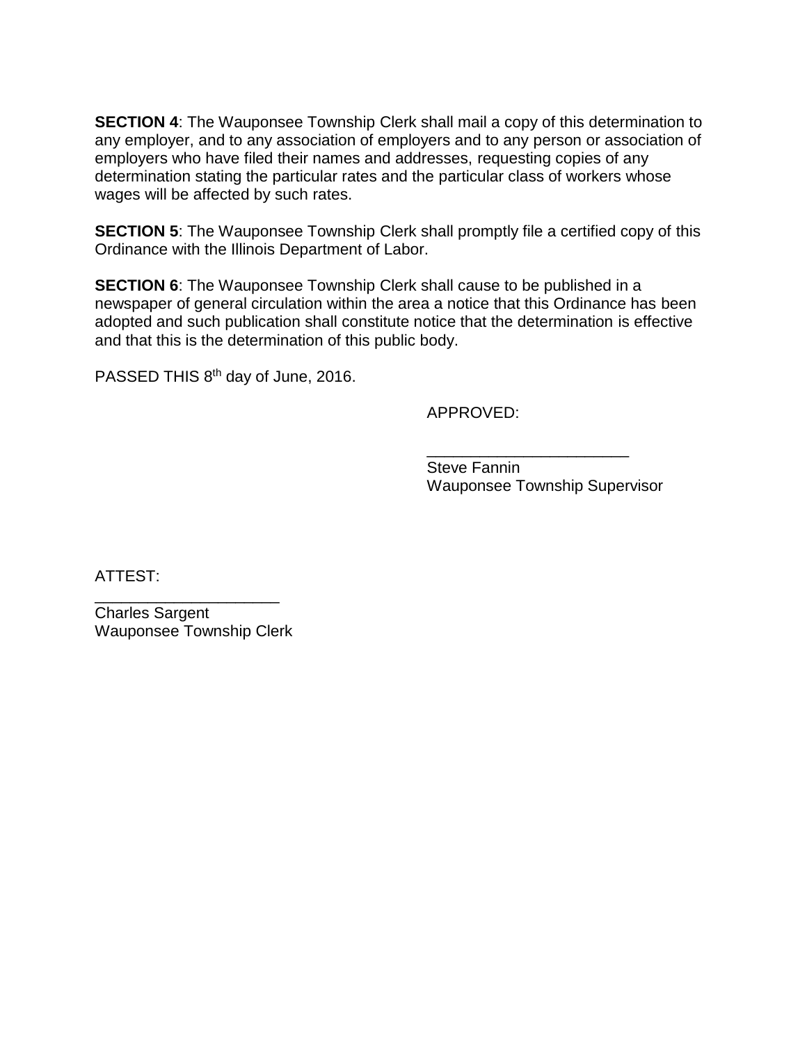**SECTION 4**: The Wauponsee Township Clerk shall mail a copy of this determination to any employer, and to any association of employers and to any person or association of employers who have filed their names and addresses, requesting copies of any determination stating the particular rates and the particular class of workers whose wages will be affected by such rates.

**SECTION 5**: The Wauponsee Township Clerk shall promptly file a certified copy of this Ordinance with the Illinois Department of Labor.

**SECTION 6**: The Wauponsee Township Clerk shall cause to be published in a newspaper of general circulation within the area a notice that this Ordinance has been adopted and such publication shall constitute notice that the determination is effective and that this is the determination of this public body.

PASSED THIS 8th day of June, 2016.

APPROVED:

_______________________
Steve Fannin
Wauponsee Township Supervisor

ATTEST:

_____________________
Charles Sargent
Wauponsee Township Clerk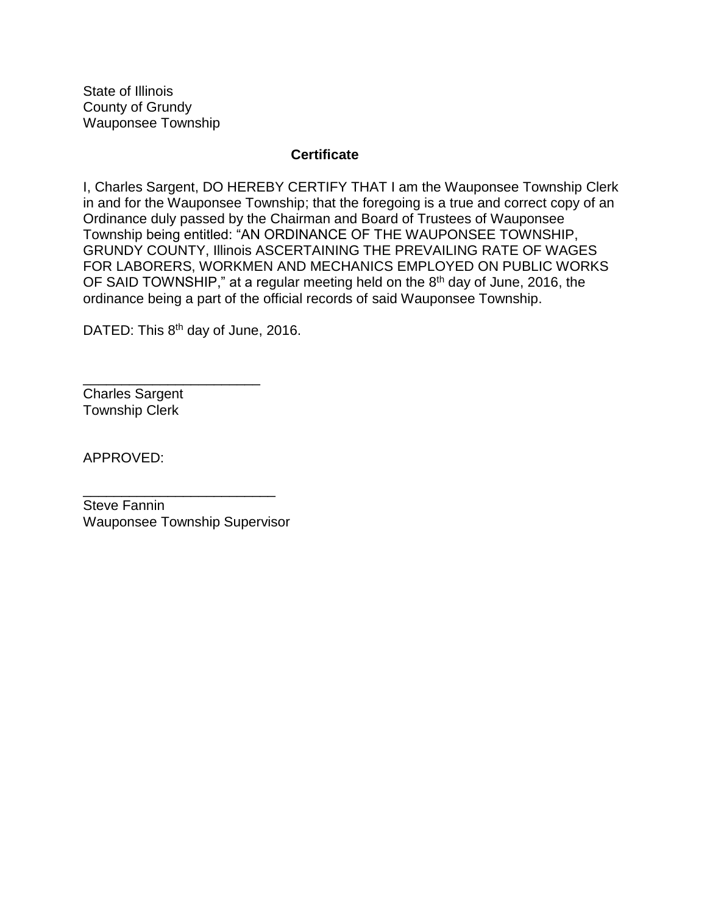State of Illinois
County of Grundy
Wauponsee Township

## Certificate

I, Charles Sargent, DO HEREBY CERTIFY THAT I am the Wauponsee Township Clerk in and for the Wauponsee Township; that the foregoing is a true and correct copy of an Ordinance duly passed by the Chairman and Board of Trustees of Wauponsee Township being entitled: "AN ORDINANCE OF THE WAUPONSEE TOWNSHIP, GRUNDY COUNTY, Illinois ASCERTAINING THE PREVAILING RATE OF WAGES FOR LABORERS, WORKMEN AND MECHANICS EMPLOYED ON PUBLIC WORKS OF SAID TOWNSHIP," at a regular meeting held on the 8th day of June, 2016, the ordinance being a part of the official records of said Wauponsee Township.

DATED: This 8th day of June, 2016.

________________________
Charles Sargent
Township Clerk

APPROVED:

__________________________
Steve Fannin
Wauponsee Township Supervisor